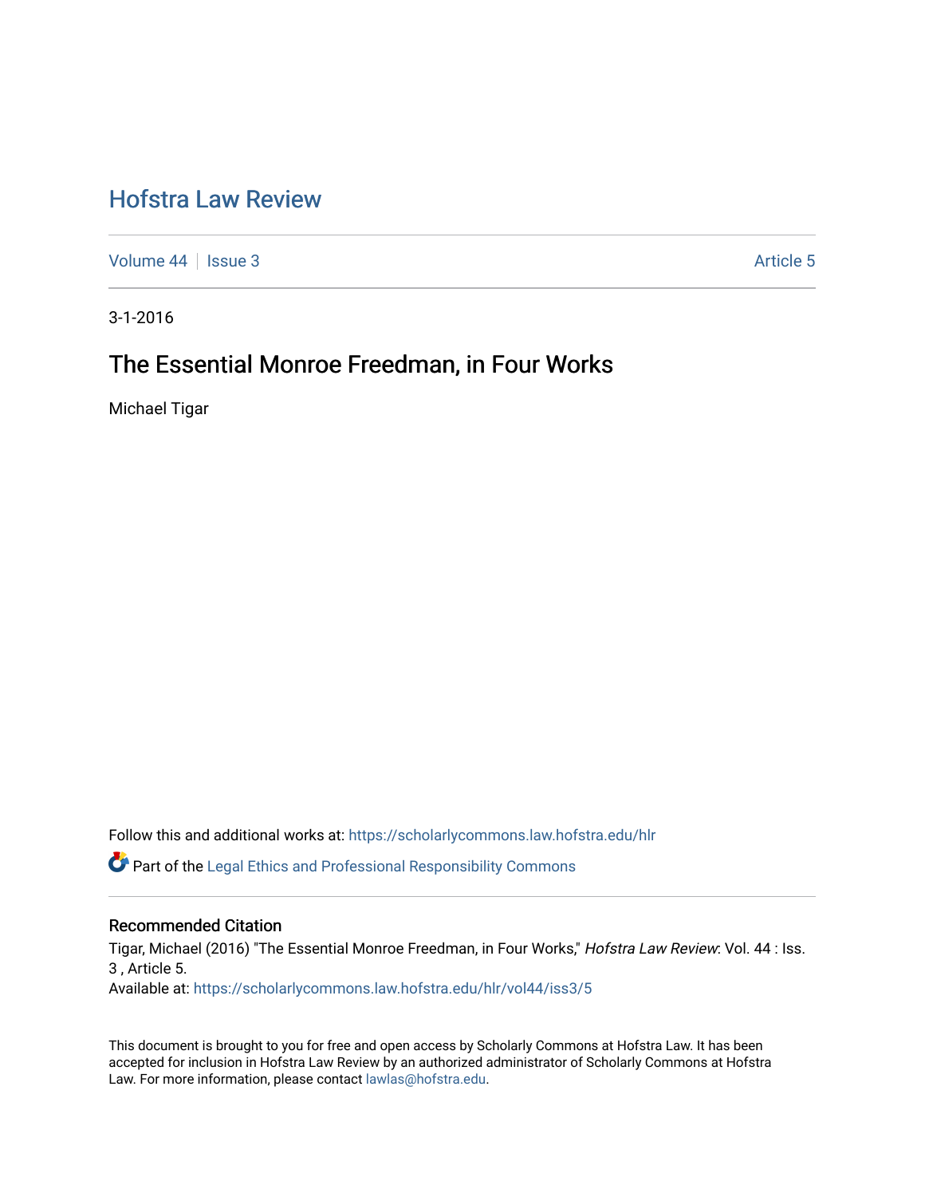# Hofstra Law Review

Volume 44 | Issue 3 | Article 5

3-1-2016

## The Essential Monroe Freedman, in Four Works

Michael Tigar

Follow this and additional works at: https://scholarlycommons.law.hofstra.edu/hlr

Part of the Legal Ethics and Professional Responsibility Commons

### Recommended Citation

Tigar, Michael (2016) "The Essential Monroe Freedman, in Four Works," *Hofstra Law Review*: Vol. 44 : Iss. 3 , Article 5.
Available at: https://scholarlycommons.law.hofstra.edu/hlr/vol44/iss3/5

This document is brought to you for free and open access by Scholarly Commons at Hofstra Law. It has been accepted for inclusion in Hofstra Law Review by an authorized administrator of Scholarly Commons at Hofstra Law. For more information, please contact lawlas@hofstra.edu.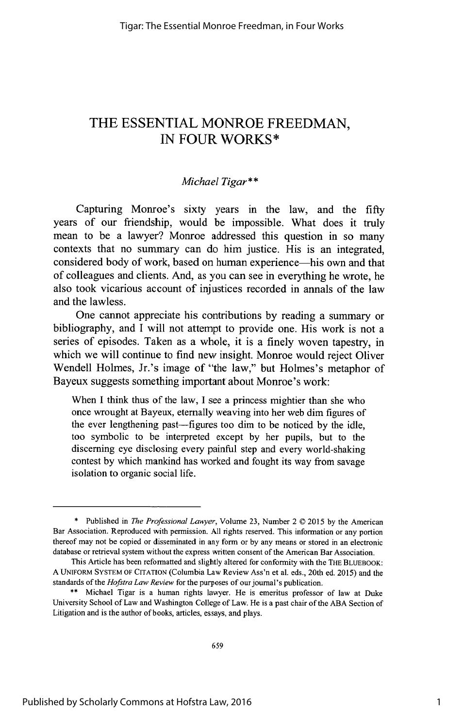# THE ESSENTIAL MONROE FREEDMAN, IN FOUR WORKS*

*Michael Tigar***

Capturing Monroe's sixty years in the law, and the fifty years of our friendship, would be impossible. What does it truly mean to be a lawyer? Monroe addressed this question in so many contexts that no summary can do him justice. His is an integrated, considered body of work, based on human experience—his own and that of colleagues and clients. And, as you can see in everything he wrote, he also took vicarious account of injustices recorded in annals of the law and the lawless.

One cannot appreciate his contributions by reading a summary or bibliography, and I will not attempt to provide one. His work is not a series of episodes. Taken as a whole, it is a finely woven tapestry, in which we will continue to find new insight. Monroe would reject Oliver Wendell Holmes, Jr.'s image of "the law," but Holmes's metaphor of Bayeux suggests something important about Monroe's work:

> When I think thus of the law, I see a princess mightier than she who once wrought at Bayeux, eternally weaving into her web dim figures of the ever lengthening past—figures too dim to be noticed by the idle, too symbolic to be interpreted except by her pupils, but to the discerning eye disclosing every painful step and every world-shaking contest by which mankind has worked and fought its way from savage isolation to organic social life.

---

\* Published in *The Professional Lawyer*, Volume 23, Number 2 © 2015 by the American Bar Association. Reproduced with permission. All rights reserved. This information or any portion thereof may not be copied or disseminated in any form or by any means or stored in an electronic database or retrieval system without the express written consent of the American Bar Association.

This Article has been reformatted and slightly altered for conformity with the THE BLUEBOOK: A UNIFORM SYSTEM OF CITATION (Columbia Law Review Ass'n et al. eds., 20th ed. 2015) and the standards of the *Hofstra Law Review* for the purposes of our journal's publication.

\*\* Michael Tigar is a human rights lawyer. He is emeritus professor of law at Duke University School of Law and Washington College of Law. He is a past chair of the ABA Section of Litigation and is the author of books, articles, essays, and plays.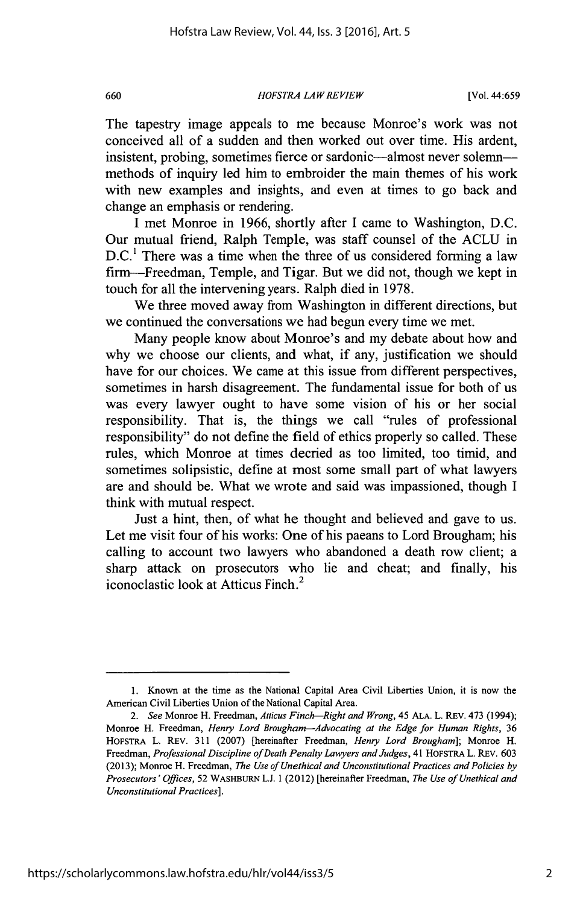The tapestry image appeals to me because Monroe's work was not conceived all of a sudden and then worked out over time. His ardent, insistent, probing, sometimes fierce or sardonic—almost never solemn—methods of inquiry led him to embroider the main themes of his work with new examples and insights, and even at times to go back and change an emphasis or rendering.

I met Monroe in 1966, shortly after I came to Washington, D.C. Our mutual friend, Ralph Temple, was staff counsel of the ACLU in D.C.[1] There was a time when the three of us considered forming a law firm—Freedman, Temple, and Tigar. But we did not, though we kept in touch for all the intervening years. Ralph died in 1978.

We three moved away from Washington in different directions, but we continued the conversations we had begun every time we met.

Many people know about Monroe's and my debate about how and why we choose our clients, and what, if any, justification we should have for our choices. We came at this issue from different perspectives, sometimes in harsh disagreement. The fundamental issue for both of us was every lawyer ought to have some vision of his or her social responsibility. That is, the things we call "rules of professional responsibility" do not define the field of ethics properly so called. These rules, which Monroe at times decried as too limited, too timid, and sometimes solipsistic, define at most some small part of what lawyers are and should be. What we wrote and said was impassioned, though I think with mutual respect.

Just a hint, then, of what he thought and believed and gave to us. Let me visit four of his works: One of his paeans to Lord Brougham; his calling to account two lawyers who abandoned a death row client; a sharp attack on prosecutors who lie and cheat; and finally, his iconoclastic look at Atticus Finch.[2]

---

1. Known at the time as the National Capital Area Civil Liberties Union, it is now the American Civil Liberties Union of the National Capital Area.

2. *See* Monroe H. Freedman, *Atticus Finch—Right and Wrong*, 45 ALA. L. REV. 473 (1994); Monroe H. Freedman, *Henry Lord Brougham—Advocating at the Edge for Human Rights*, 36 HOFSTRA L. REV. 311 (2007) [hereinafter Freedman, *Henry Lord Brougham*]; Monroe H. Freedman, *Professional Discipline of Death Penalty Lawyers and Judges*, 41 HOFSTRA L. REV. 603 (2013); Monroe H. Freedman, *The Use of Unethical and Unconstitutional Practices and Policies by Prosecutors' Offices*, 52 WASHBURN L.J. 1 (2012) [hereinafter Freedman, *The Use of Unethical and Unconstitutional Practices*].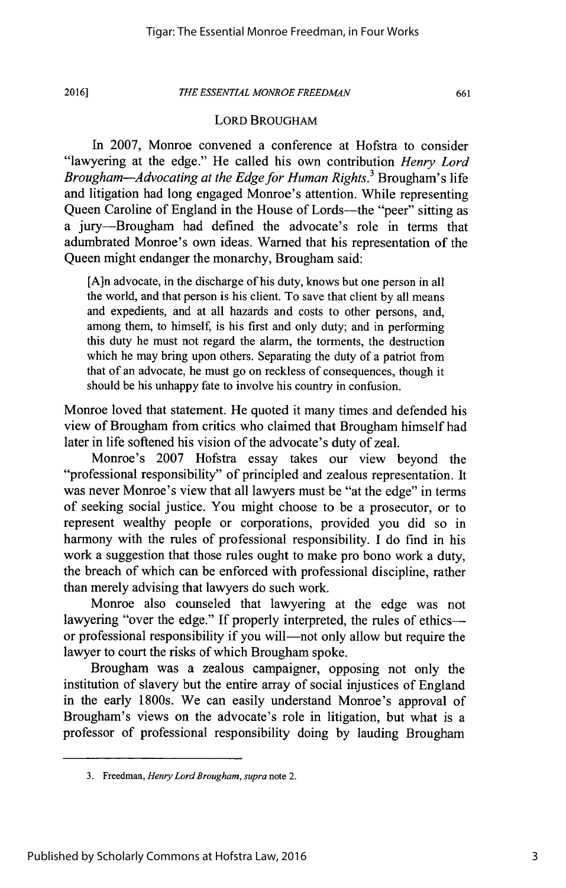## LORD BROUGHAM

In 2007, Monroe convened a conference at Hofstra to consider "lawyering at the edge." He called his own contribution *Henry Lord Brougham—Advocating at the Edge for Human Rights.*[3] Brougham's life and litigation had long engaged Monroe's attention. While representing Queen Caroline of England in the House of Lords—the "peer" sitting as a jury—Brougham had defined the advocate's role in terms that adumbrated Monroe's own ideas. Warned that his representation of the Queen might endanger the monarchy, Brougham said:

> [A]n advocate, in the discharge of his duty, knows but one person in all the world, and that person is his client. To save that client by all means and expedients, and at all hazards and costs to other persons, and, among them, to himself, is his first and only duty; and in performing this duty he must not regard the alarm, the torments, the destruction which he may bring upon others. Separating the duty of a patriot from that of an advocate, he must go on reckless of consequences, though it should be his unhappy fate to involve his country in confusion.

Monroe loved that statement. He quoted it many times and defended his view of Brougham from critics who claimed that Brougham himself had later in life softened his vision of the advocate's duty of zeal.

Monroe's 2007 Hofstra essay takes our view beyond the "professional responsibility" of principled and zealous representation. It was never Monroe's view that all lawyers must be "at the edge" in terms of seeking social justice. You might choose to be a prosecutor, or to represent wealthy people or corporations, provided you did so in harmony with the rules of professional responsibility. I do find in his work a suggestion that those rules ought to make pro bono work a duty, the breach of which can be enforced with professional discipline, rather than merely advising that lawyers do such work.

Monroe also counseled that lawyering at the edge was not lawyering "over the edge." If properly interpreted, the rules of ethics—or professional responsibility if you will—not only allow but require the lawyer to court the risks of which Brougham spoke.

Brougham was a zealous campaigner, opposing not only the institution of slavery but the entire array of social injustices of England in the early 1800s. We can easily understand Monroe's approval of Brougham's views on the advocate's role in litigation, but what is a professor of professional responsibility doing by lauding Brougham

---

3. Freedman, *Henry Lord Brougham*, *supra* note 2.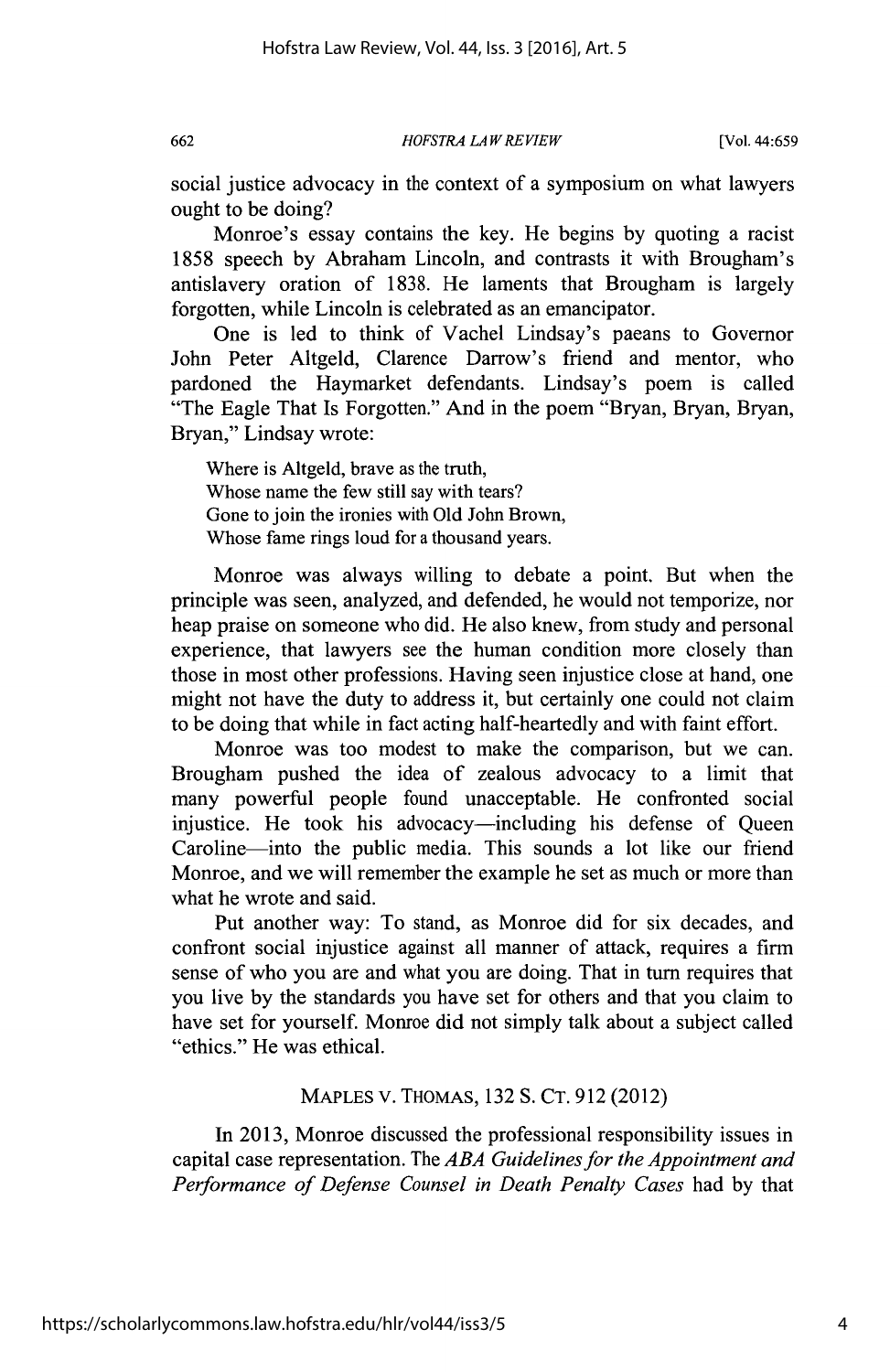social justice advocacy in the context of a symposium on what lawyers ought to be doing?

Monroe's essay contains the key. He begins by quoting a racist 1858 speech by Abraham Lincoln, and contrasts it with Brougham's antislavery oration of 1838. He laments that Brougham is largely forgotten, while Lincoln is celebrated as an emancipator.

One is led to think of Vachel Lindsay's paeans to Governor John Peter Altgeld, Clarence Darrow's friend and mentor, who pardoned the Haymarket defendants. Lindsay's poem is called "The Eagle That Is Forgotten." And in the poem "Bryan, Bryan, Bryan, Bryan," Lindsay wrote:

> Where is Altgeld, brave as the truth,
> Whose name the few still say with tears?
> Gone to join the ironies with Old John Brown,
> Whose fame rings loud for a thousand years.

Monroe was always willing to debate a point. But when the principle was seen, analyzed, and defended, he would not temporize, nor heap praise on someone who did. He also knew, from study and personal experience, that lawyers see the human condition more closely than those in most other professions. Having seen injustice close at hand, one might not have the duty to address it, but certainly one could not claim to be doing that while in fact acting half-heartedly and with faint effort.

Monroe was too modest to make the comparison, but we can. Brougham pushed the idea of zealous advocacy to a limit that many powerful people found unacceptable. He confronted social injustice. He took his advocacy—including his defense of Queen Caroline—into the public media. This sounds a lot like our friend Monroe, and we will remember the example he set as much or more than what he wrote and said.

Put another way: To stand, as Monroe did for six decades, and confront social injustice against all manner of attack, requires a firm sense of who you are and what you are doing. That in turn requires that you live by the standards you have set for others and that you claim to have set for yourself. Monroe did not simply talk about a subject called "ethics." He was ethical.

## MAPLES V. THOMAS, 132 S. CT. 912 (2012)

In 2013, Monroe discussed the professional responsibility issues in capital case representation. The *ABA Guidelines for the Appointment and Performance of Defense Counsel in Death Penalty Cases* had by that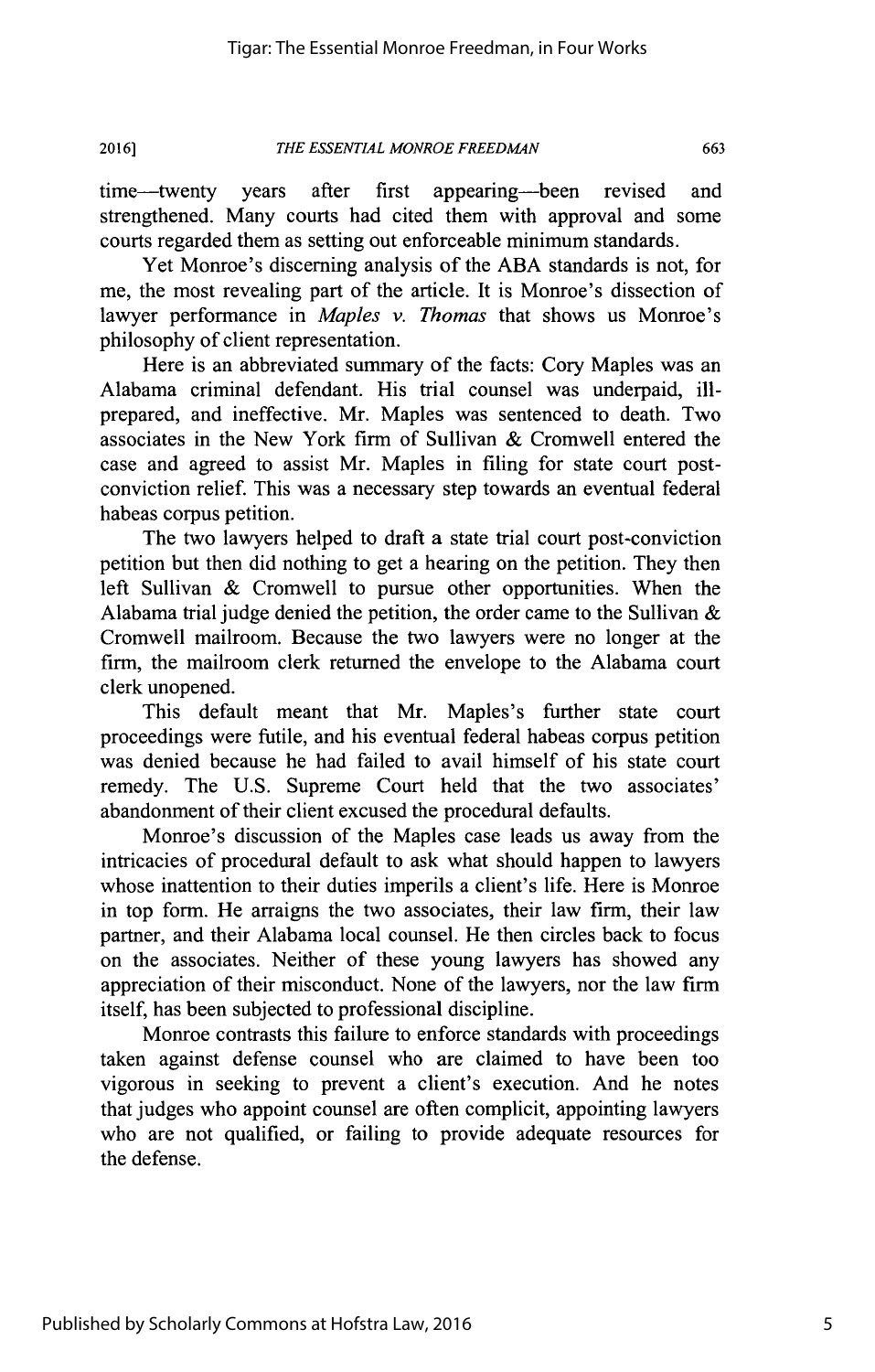time—twenty years after first appearing—been revised and strengthened. Many courts had cited them with approval and some courts regarded them as setting out enforceable minimum standards.

Yet Monroe's discerning analysis of the ABA standards is not, for me, the most revealing part of the article. It is Monroe's dissection of lawyer performance in *Maples v. Thomas* that shows us Monroe's philosophy of client representation.

Here is an abbreviated summary of the facts: Cory Maples was an Alabama criminal defendant. His trial counsel was underpaid, ill-prepared, and ineffective. Mr. Maples was sentenced to death. Two associates in the New York firm of Sullivan & Cromwell entered the case and agreed to assist Mr. Maples in filing for state court post-conviction relief. This was a necessary step towards an eventual federal habeas corpus petition.

The two lawyers helped to draft a state trial court post-conviction petition but then did nothing to get a hearing on the petition. They then left Sullivan & Cromwell to pursue other opportunities. When the Alabama trial judge denied the petition, the order came to the Sullivan & Cromwell mailroom. Because the two lawyers were no longer at the firm, the mailroom clerk returned the envelope to the Alabama court clerk unopened.

This default meant that Mr. Maples's further state court proceedings were futile, and his eventual federal habeas corpus petition was denied because he had failed to avail himself of his state court remedy. The U.S. Supreme Court held that the two associates' abandonment of their client excused the procedural defaults.

Monroe's discussion of the Maples case leads us away from the intricacies of procedural default to ask what should happen to lawyers whose inattention to their duties imperils a client's life. Here is Monroe in top form. He arraigns the two associates, their law firm, their law partner, and their Alabama local counsel. He then circles back to focus on the associates. Neither of these young lawyers has showed any appreciation of their misconduct. None of the lawyers, nor the law firm itself, has been subjected to professional discipline.

Monroe contrasts this failure to enforce standards with proceedings taken against defense counsel who are claimed to have been too vigorous in seeking to prevent a client's execution. And he notes that judges who appoint counsel are often complicit, appointing lawyers who are not qualified, or failing to provide adequate resources for the defense.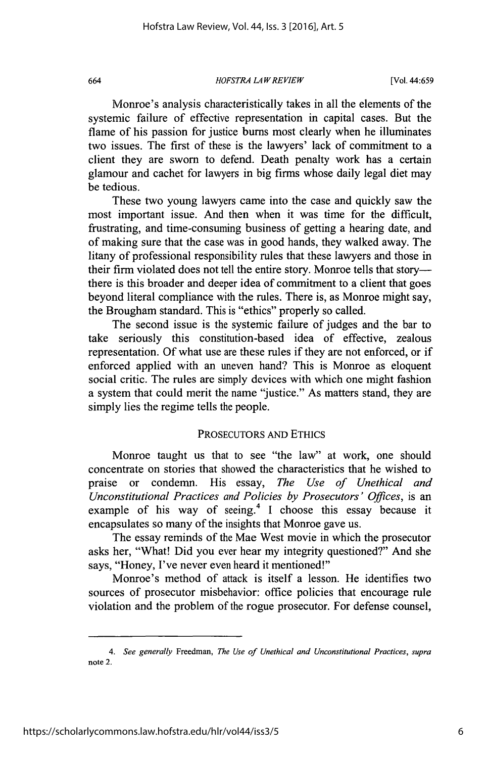Monroe's analysis characteristically takes in all the elements of the systemic failure of effective representation in capital cases. But the flame of his passion for justice burns most clearly when he illuminates two issues. The first of these is the lawyers' lack of commitment to a client they are sworn to defend. Death penalty work has a certain glamour and cachet for lawyers in big firms whose daily legal diet may be tedious.

These two young lawyers came into the case and quickly saw the most important issue. And then when it was time for the difficult, frustrating, and time-consuming business of getting a hearing date, and of making sure that the case was in good hands, they walked away. The litany of professional responsibility rules that these lawyers and those in their firm violated does not tell the entire story. Monroe tells that story—there is this broader and deeper idea of commitment to a client that goes beyond literal compliance with the rules. There is, as Monroe might say, the Brougham standard. This is "ethics" properly so called.

The second issue is the systemic failure of judges and the bar to take seriously this constitution-based idea of effective, zealous representation. Of what use are these rules if they are not enforced, or if enforced applied with an uneven hand? This is Monroe as eloquent social critic. The rules are simply devices with which one might fashion a system that could merit the name "justice." As matters stand, they are simply lies the regime tells the people.

## PROSECUTORS AND ETHICS

Monroe taught us that to see "the law" at work, one should concentrate on stories that showed the characteristics that he wished to praise or condemn. His essay, *The Use of Unethical and Unconstitutional Practices and Policies by Prosecutors' Offices*, is an example of his way of seeing.[4] I choose this essay because it encapsulates so many of the insights that Monroe gave us.

The essay reminds of the Mae West movie in which the prosecutor asks her, "What! Did you ever hear my integrity questioned?" And she says, "Honey, I've never even heard it mentioned!"

Monroe's method of attack is itself a lesson. He identifies two sources of prosecutor misbehavior: office policies that encourage rule violation and the problem of the rogue prosecutor. For defense counsel,

---

4. *See generally* Freedman, *The Use of Unethical and Unconstitutional Practices*, *supra* note 2.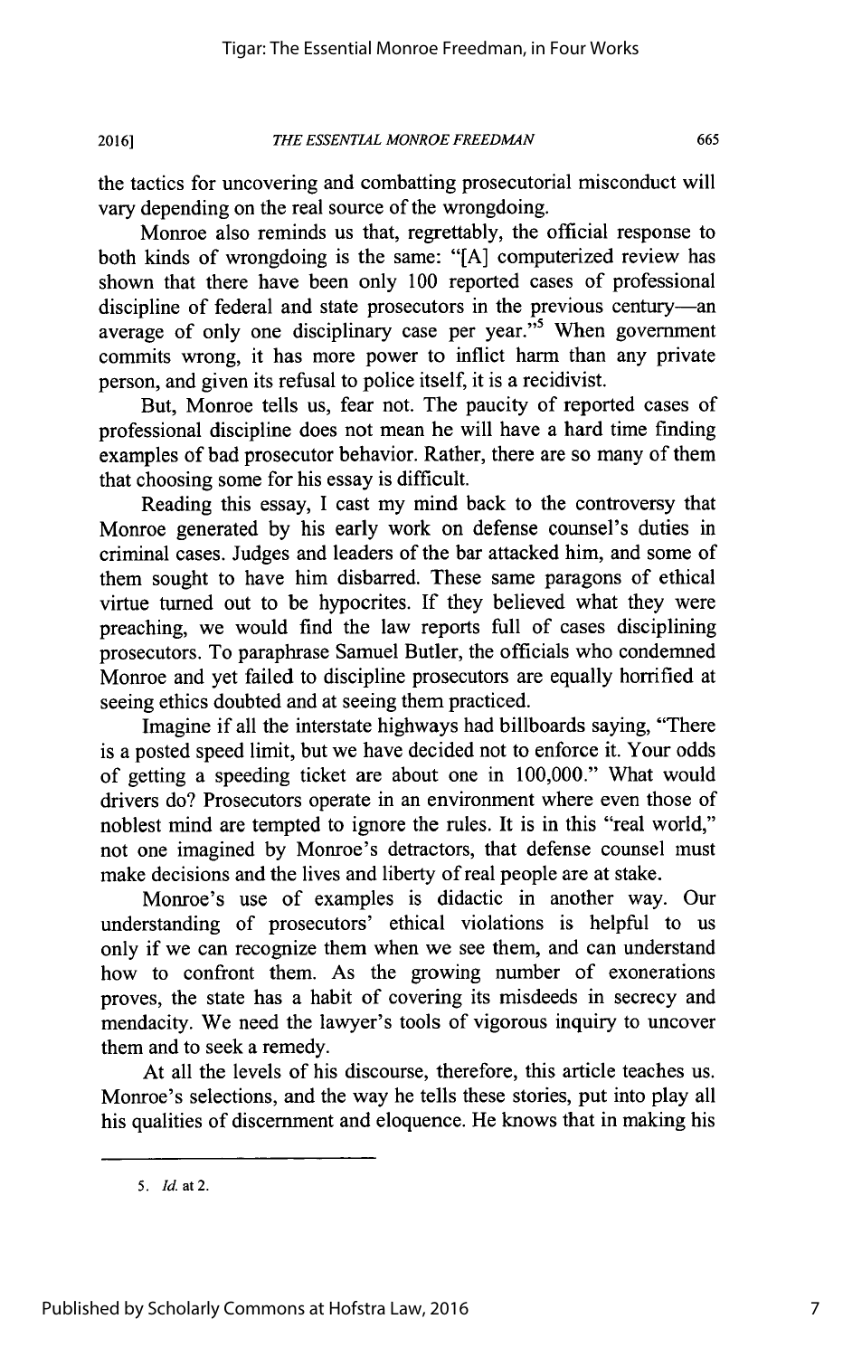the tactics for uncovering and combatting prosecutorial misconduct will vary depending on the real source of the wrongdoing.

Monroe also reminds us that, regrettably, the official response to both kinds of wrongdoing is the same: "[A] computerized review has shown that there have been only 100 reported cases of professional discipline of federal and state prosecutors in the previous century—an average of only one disciplinary case per year."[5] When government commits wrong, it has more power to inflict harm than any private person, and given its refusal to police itself, it is a recidivist.

But, Monroe tells us, fear not. The paucity of reported cases of professional discipline does not mean he will have a hard time finding examples of bad prosecutor behavior. Rather, there are so many of them that choosing some for his essay is difficult.

Reading this essay, I cast my mind back to the controversy that Monroe generated by his early work on defense counsel's duties in criminal cases. Judges and leaders of the bar attacked him, and some of them sought to have him disbarred. These same paragons of ethical virtue turned out to be hypocrites. If they believed what they were preaching, we would find the law reports full of cases disciplining prosecutors. To paraphrase Samuel Butler, the officials who condemned Monroe and yet failed to discipline prosecutors are equally horrified at seeing ethics doubted and at seeing them practiced.

Imagine if all the interstate highways had billboards saying, "There is a posted speed limit, but we have decided not to enforce it. Your odds of getting a speeding ticket are about one in 100,000." What would drivers do? Prosecutors operate in an environment where even those of noblest mind are tempted to ignore the rules. It is in this "real world," not one imagined by Monroe's detractors, that defense counsel must make decisions and the lives and liberty of real people are at stake.

Monroe's use of examples is didactic in another way. Our understanding of prosecutors' ethical violations is helpful to us only if we can recognize them when we see them, and can understand how to confront them. As the growing number of exonerations proves, the state has a habit of covering its misdeeds in secrecy and mendacity. We need the lawyer's tools of vigorous inquiry to uncover them and to seek a remedy.

At all the levels of his discourse, therefore, this article teaches us. Monroe's selections, and the way he tells these stories, put into play all his qualities of discernment and eloquence. He knows that in making his

---

5. *Id.* at 2.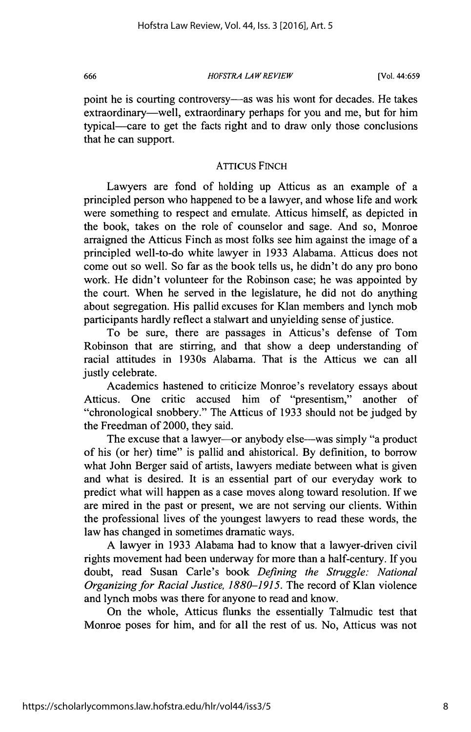point he is courting controversy—as was his wont for decades. He takes extraordinary—well, extraordinary perhaps for you and me, but for him typical—care to get the facts right and to draw only those conclusions that he can support.

## ATTICUS FINCH

Lawyers are fond of holding up Atticus as an example of a principled person who happened to be a lawyer, and whose life and work were something to respect and emulate. Atticus himself, as depicted in the book, takes on the role of counselor and sage. And so, Monroe arraigned the Atticus Finch as most folks see him against the image of a principled well-to-do white lawyer in 1933 Alabama. Atticus does not come out so well. So far as the book tells us, he didn't do any pro bono work. He didn't volunteer for the Robinson case; he was appointed by the court. When he served in the legislature, he did not do anything about segregation. His pallid excuses for Klan members and lynch mob participants hardly reflect a stalwart and unyielding sense of justice.

To be sure, there are passages in Atticus's defense of Tom Robinson that are stirring, and that show a deep understanding of racial attitudes in 1930s Alabama. That is the Atticus we can all justly celebrate.

Academics hastened to criticize Monroe's revelatory essays about Atticus. One critic accused him of "presentism," another of "chronological snobbery." The Atticus of 1933 should not be judged by the Freedman of 2000, they said.

The excuse that a lawyer—or anybody else—was simply "a product of his (or her) time" is pallid and ahistorical. By definition, to borrow what John Berger said of artists, lawyers mediate between what is given and what is desired. It is an essential part of our everyday work to predict what will happen as a case moves along toward resolution. If we are mired in the past or present, we are not serving our clients. Within the professional lives of the youngest lawyers to read these words, the law has changed in sometimes dramatic ways.

A lawyer in 1933 Alabama had to know that a lawyer-driven civil rights movement had been underway for more than a half-century. If you doubt, read Susan Carle's book *Defining the Struggle: National Organizing for Racial Justice, 1880–1915*. The record of Klan violence and lynch mobs was there for anyone to read and know.

On the whole, Atticus flunks the essentially Talmudic test that Monroe poses for him, and for all the rest of us. No, Atticus was not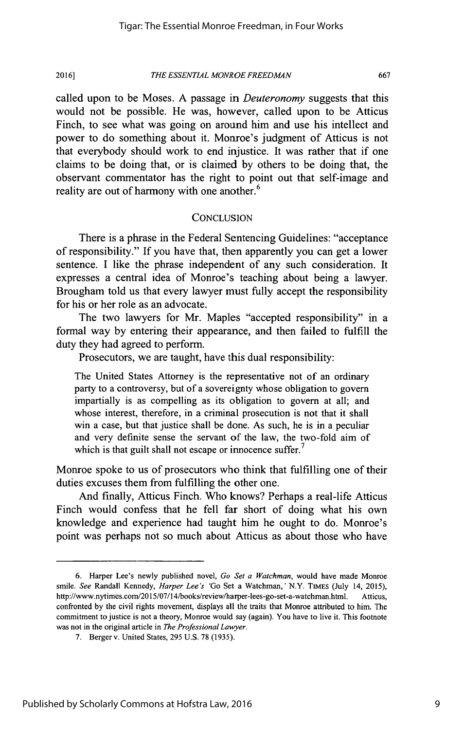called upon to be Moses. A passage in *Deuteronomy* suggests that this would not be possible. He was, however, called upon to be Atticus Finch, to see what was going on around him and use his intellect and power to do something about it. Monroe's judgment of Atticus is not that everybody should work to end injustice. It was rather that if one claims to be doing that, or is claimed by others to be doing that, the observant commentator has the right to point out that self-image and reality are out of harmony with one another.[6]

## CONCLUSION

There is a phrase in the Federal Sentencing Guidelines: "acceptance of responsibility." If you have that, then apparently you can get a lower sentence. I like the phrase independent of any such consideration. It expresses a central idea of Monroe's teaching about being a lawyer. Brougham told us that every lawyer must fully accept the responsibility for his or her role as an advocate.

The two lawyers for Mr. Maples "accepted responsibility" in a formal way by entering their appearance, and then failed to fulfill the duty they had agreed to perform.

Prosecutors, we are taught, have this dual responsibility:

> The United States Attorney is the representative not of an ordinary party to a controversy, but of a sovereignty whose obligation to govern impartially is as compelling as its obligation to govern at all; and whose interest, therefore, in a criminal prosecution is not that it shall win a case, but that justice shall be done. As such, he is in a peculiar and very definite sense the servant of the law, the two-fold aim of which is that guilt shall not escape or innocence suffer.[7]

Monroe spoke to us of prosecutors who think that fulfilling one of their duties excuses them from fulfilling the other one.

And finally, Atticus Finch. Who knows? Perhaps a real-life Atticus Finch would confess that he fell far short of doing what his own knowledge and experience had taught him he ought to do. Monroe's point was perhaps not so much about Atticus as about those who have

---

6. Harper Lee's newly published novel, *Go Set a Watchman*, would have made Monroe smile. *See* Randall Kennedy, *Harper Lee's 'Go Set a Watchman,'* N.Y. TIMES (July 14, 2015), http://www.nytimes.com/2015/07/14/books/review/harper-lees-go-set-a-watchman.html. Atticus, confronted by the civil rights movement, displays all the traits that Monroe attributed to him. The commitment to justice is not a theory, Monroe would say (again). You have to live it. This footnote was not in the original article in *The Professional Lawyer*.

7. Berger v. United States, 295 U.S. 78 (1935).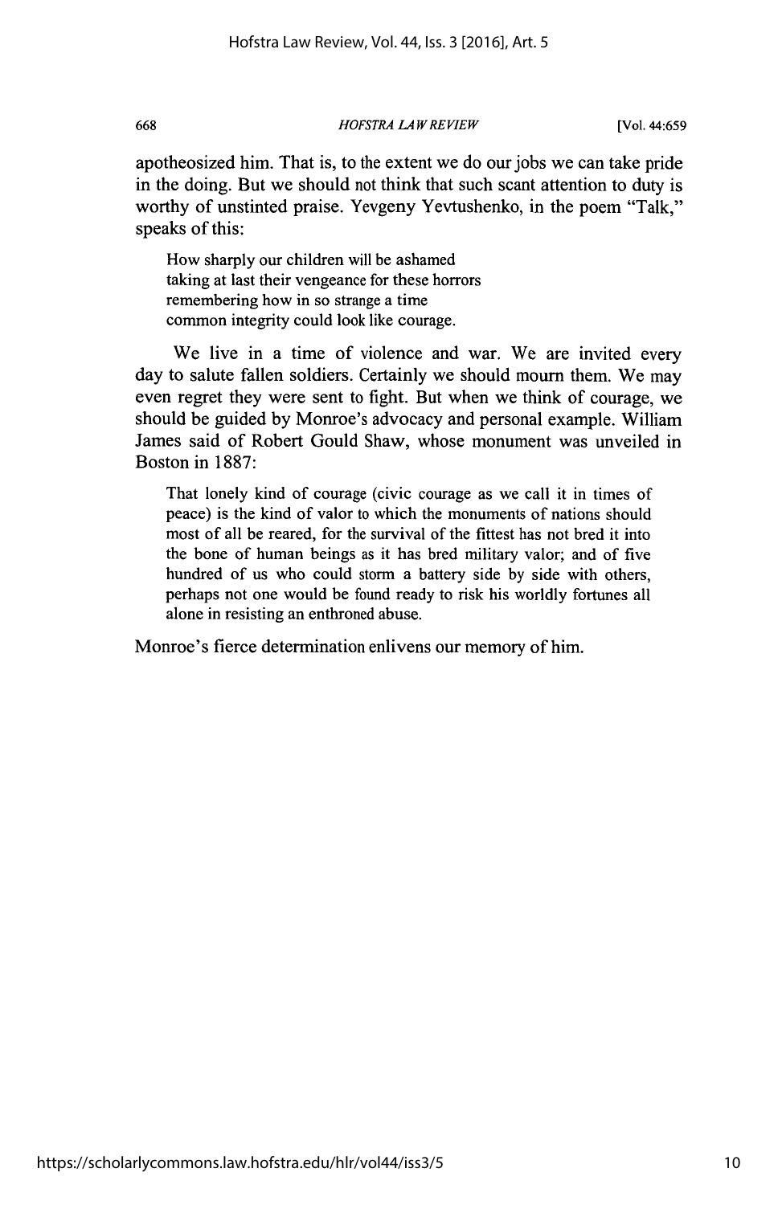apotheosized him. That is, to the extent we do our jobs we can take pride in the doing. But we should not think that such scant attention to duty is worthy of unstinted praise. Yevgeny Yevtushenko, in the poem "Talk," speaks of this:

> How sharply our children will be ashamed
> taking at last their vengeance for these horrors
> remembering how in so strange a time
> common integrity could look like courage.

We live in a time of violence and war. We are invited every day to salute fallen soldiers. Certainly we should mourn them. We may even regret they were sent to fight. But when we think of courage, we should be guided by Monroe's advocacy and personal example. William James said of Robert Gould Shaw, whose monument was unveiled in Boston in 1887:

> That lonely kind of courage (civic courage as we call it in times of peace) is the kind of valor to which the monuments of nations should most of all be reared, for the survival of the fittest has not bred it into the bone of human beings as it has bred military valor; and of five hundred of us who could storm a battery side by side with others, perhaps not one would be found ready to risk his worldly fortunes all alone in resisting an enthroned abuse.

Monroe's fierce determination enlivens our memory of him.